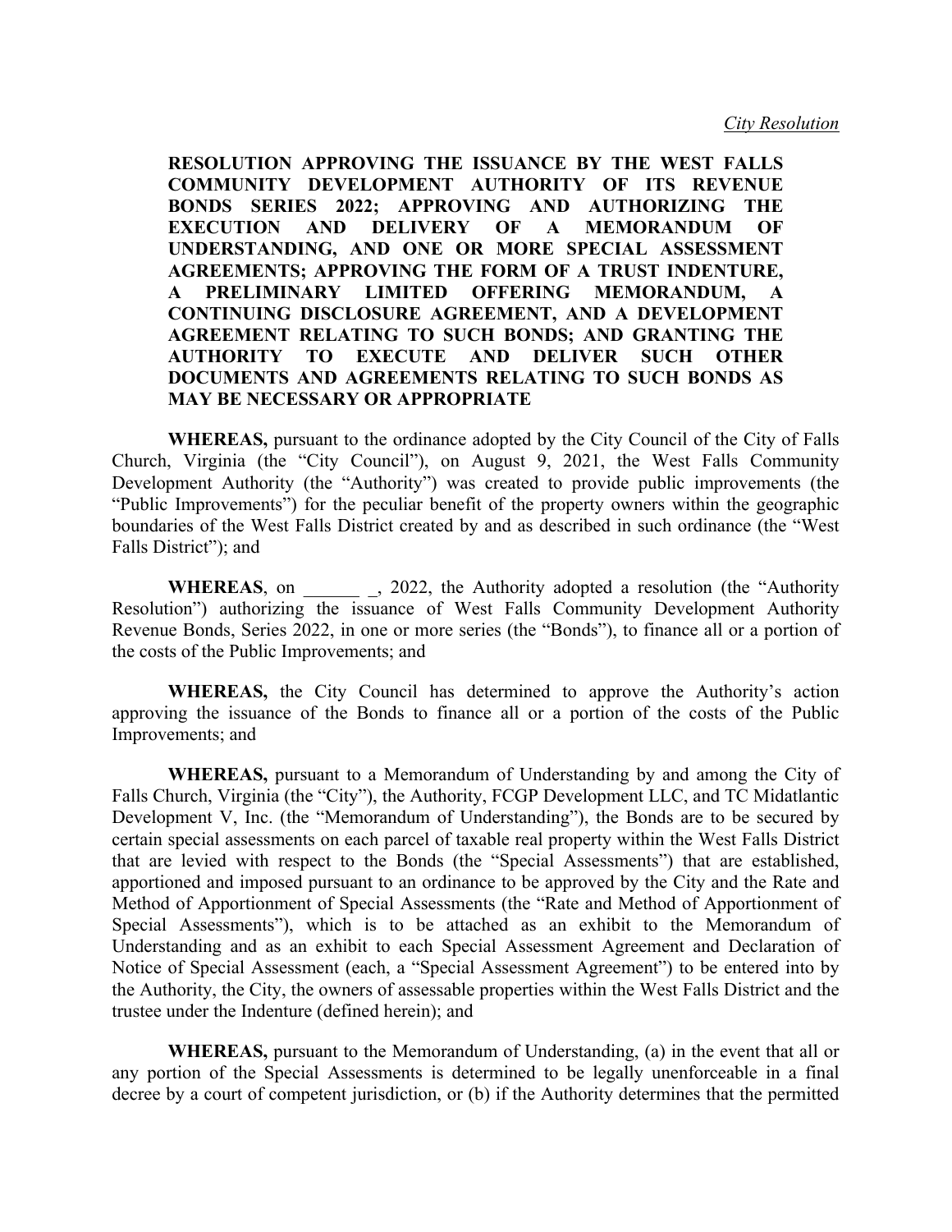*City Resolution*

**RESOLUTION APPROVING THE ISSUANCE BY THE WEST FALLS COMMUNITY DEVELOPMENT AUTHORITY OF ITS REVENUE BONDS SERIES 2022; APPROVING AND AUTHORIZING THE EXECUTION AND DELIVERY OF A MEMORANDUM OF UNDERSTANDING, AND ONE OR MORE SPECIAL ASSESSMENT AGREEMENTS; APPROVING THE FORM OF A TRUST INDENTURE, A PRELIMINARY LIMITED OFFERING MEMORANDUM, A CONTINUING DISCLOSURE AGREEMENT, AND A DEVELOPMENT AGREEMENT RELATING TO SUCH BONDS; AND GRANTING THE AUTHORITY TO EXECUTE AND DELIVER SUCH OTHER DOCUMENTS AND AGREEMENTS RELATING TO SUCH BONDS AS MAY BE NECESSARY OR APPROPRIATE**

**WHEREAS,** pursuant to the ordinance adopted by the City Council of the City of Falls Church, Virginia (the "City Council"), on August 9, 2021, the West Falls Community Development Authority (the "Authority") was created to provide public improvements (the "Public Improvements") for the peculiar benefit of the property owners within the geographic boundaries of the West Falls District created by and as described in such ordinance (the "West Falls District"); and

**WHEREAS**, on ______ _, 2022, the Authority adopted a resolution (the "Authority Resolution") authorizing the issuance of West Falls Community Development Authority Revenue Bonds, Series 2022, in one or more series (the "Bonds"), to finance all or a portion of the costs of the Public Improvements; and

**WHEREAS,** the City Council has determined to approve the Authority's action approving the issuance of the Bonds to finance all or a portion of the costs of the Public Improvements; and

**WHEREAS,** pursuant to a Memorandum of Understanding by and among the City of Falls Church, Virginia (the "City"), the Authority, FCGP Development LLC, and TC Midatlantic Development V, Inc. (the "Memorandum of Understanding"), the Bonds are to be secured by certain special assessments on each parcel of taxable real property within the West Falls District that are levied with respect to the Bonds (the "Special Assessments") that are established, apportioned and imposed pursuant to an ordinance to be approved by the City and the Rate and Method of Apportionment of Special Assessments (the "Rate and Method of Apportionment of Special Assessments"), which is to be attached as an exhibit to the Memorandum of Understanding and as an exhibit to each Special Assessment Agreement and Declaration of Notice of Special Assessment (each, a "Special Assessment Agreement") to be entered into by the Authority, the City, the owners of assessable properties within the West Falls District and the trustee under the Indenture (defined herein); and

**WHEREAS,** pursuant to the Memorandum of Understanding, (a) in the event that all or any portion of the Special Assessments is determined to be legally unenforceable in a final decree by a court of competent jurisdiction, or (b) if the Authority determines that the permitted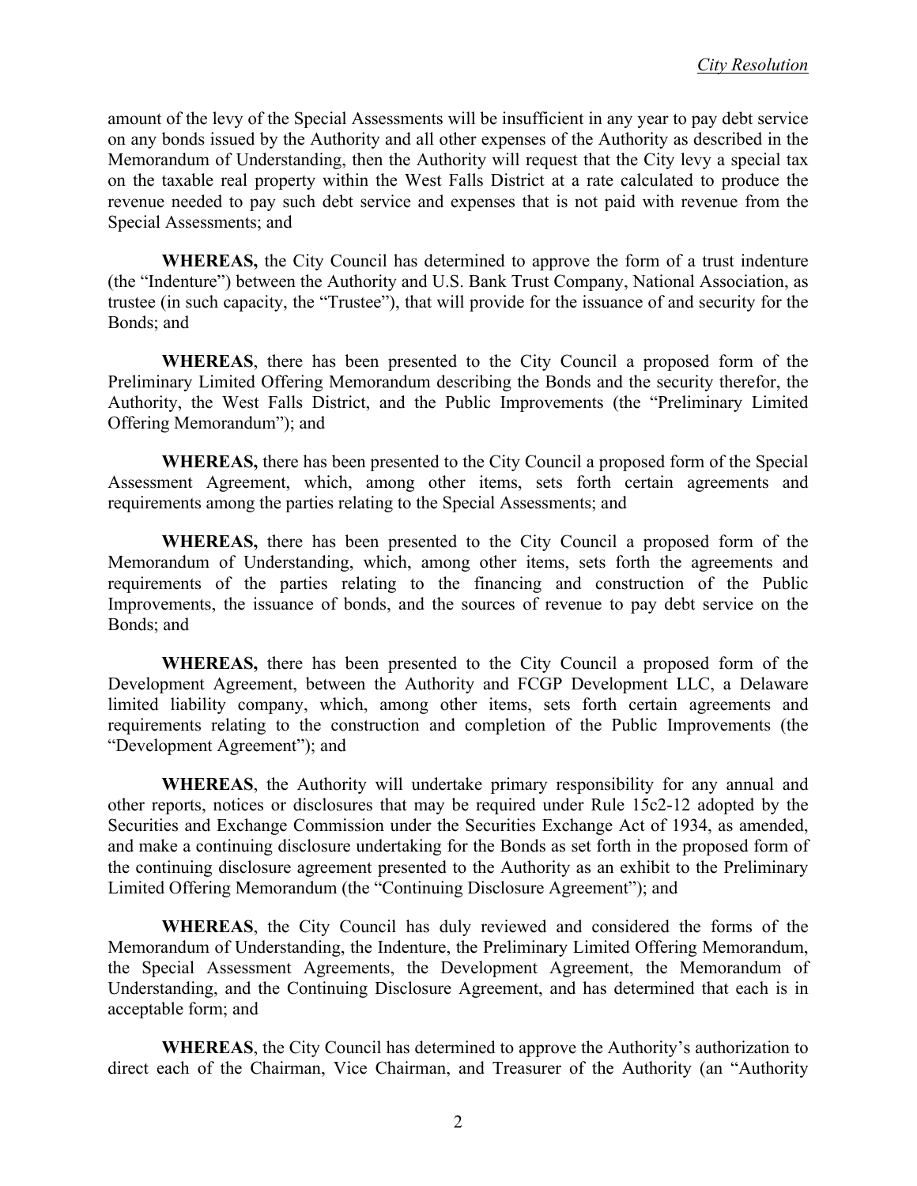amount of the levy of the Special Assessments will be insufficient in any year to pay debt service on any bonds issued by the Authority and all other expenses of the Authority as described in the Memorandum of Understanding, then the Authority will request that the City levy a special tax on the taxable real property within the West Falls District at a rate calculated to produce the revenue needed to pay such debt service and expenses that is not paid with revenue from the Special Assessments; and

**WHEREAS,** the City Council has determined to approve the form of a trust indenture (the "Indenture") between the Authority and U.S. Bank Trust Company, National Association, as trustee (in such capacity, the "Trustee"), that will provide for the issuance of and security for the Bonds; and

**WHEREAS**, there has been presented to the City Council a proposed form of the Preliminary Limited Offering Memorandum describing the Bonds and the security therefor, the Authority, the West Falls District, and the Public Improvements (the "Preliminary Limited Offering Memorandum"); and

**WHEREAS,** there has been presented to the City Council a proposed form of the Special Assessment Agreement, which, among other items, sets forth certain agreements and requirements among the parties relating to the Special Assessments; and

**WHEREAS,** there has been presented to the City Council a proposed form of the Memorandum of Understanding, which, among other items, sets forth the agreements and requirements of the parties relating to the financing and construction of the Public Improvements, the issuance of bonds, and the sources of revenue to pay debt service on the Bonds; and

**WHEREAS,** there has been presented to the City Council a proposed form of the Development Agreement, between the Authority and FCGP Development LLC, a Delaware limited liability company, which, among other items, sets forth certain agreements and requirements relating to the construction and completion of the Public Improvements (the "Development Agreement"); and

**WHEREAS**, the Authority will undertake primary responsibility for any annual and other reports, notices or disclosures that may be required under Rule 15c2-12 adopted by the Securities and Exchange Commission under the Securities Exchange Act of 1934, as amended, and make a continuing disclosure undertaking for the Bonds as set forth in the proposed form of the continuing disclosure agreement presented to the Authority as an exhibit to the Preliminary Limited Offering Memorandum (the "Continuing Disclosure Agreement"); and

**WHEREAS**, the City Council has duly reviewed and considered the forms of the Memorandum of Understanding, the Indenture, the Preliminary Limited Offering Memorandum, the Special Assessment Agreements, the Development Agreement, the Memorandum of Understanding, and the Continuing Disclosure Agreement, and has determined that each is in acceptable form; and

**WHEREAS**, the City Council has determined to approve the Authority's authorization to direct each of the Chairman, Vice Chairman, and Treasurer of the Authority (an "Authority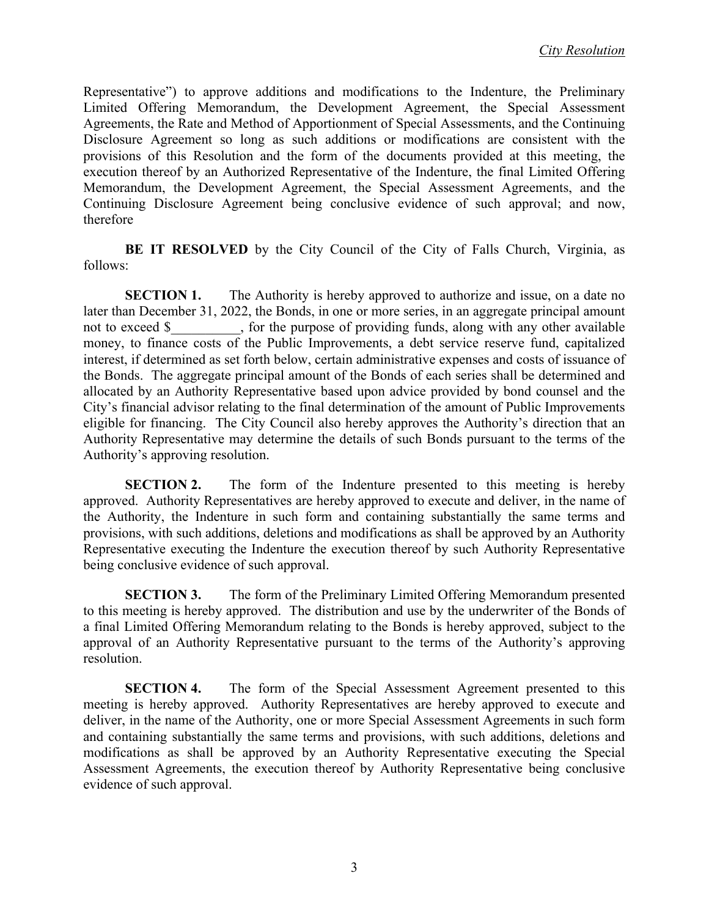Representative") to approve additions and modifications to the Indenture, the Preliminary Limited Offering Memorandum, the Development Agreement, the Special Assessment Agreements, the Rate and Method of Apportionment of Special Assessments, and the Continuing Disclosure Agreement so long as such additions or modifications are consistent with the provisions of this Resolution and the form of the documents provided at this meeting, the execution thereof by an Authorized Representative of the Indenture, the final Limited Offering Memorandum, the Development Agreement, the Special Assessment Agreements, and the Continuing Disclosure Agreement being conclusive evidence of such approval; and now, therefore

**BE IT RESOLVED** by the City Council of the City of Falls Church, Virginia, as follows:

**SECTION 1.** The Authority is hereby approved to authorize and issue, on a date no later than December 31, 2022, the Bonds, in one or more series, in an aggregate principal amount not to exceed $__________, for the purpose of providing funds, along with any other available money, to finance costs of the Public Improvements, a debt service reserve fund, capitalized interest, if determined as set forth below, certain administrative expenses and costs of issuance of the Bonds. The aggregate principal amount of the Bonds of each series shall be determined and allocated by an Authority Representative based upon advice provided by bond counsel and the City's financial advisor relating to the final determination of the amount of Public Improvements eligible for financing. The City Council also hereby approves the Authority's direction that an Authority Representative may determine the details of such Bonds pursuant to the terms of the Authority's approving resolution.

**SECTION 2.** The form of the Indenture presented to this meeting is hereby approved. Authority Representatives are hereby approved to execute and deliver, in the name of the Authority, the Indenture in such form and containing substantially the same terms and provisions, with such additions, deletions and modifications as shall be approved by an Authority Representative executing the Indenture the execution thereof by such Authority Representative being conclusive evidence of such approval.

**SECTION 3.** The form of the Preliminary Limited Offering Memorandum presented to this meeting is hereby approved. The distribution and use by the underwriter of the Bonds of a final Limited Offering Memorandum relating to the Bonds is hereby approved, subject to the approval of an Authority Representative pursuant to the terms of the Authority's approving resolution.

**SECTION 4.** The form of the Special Assessment Agreement presented to this meeting is hereby approved. Authority Representatives are hereby approved to execute and deliver, in the name of the Authority, one or more Special Assessment Agreements in such form and containing substantially the same terms and provisions, with such additions, deletions and modifications as shall be approved by an Authority Representative executing the Special Assessment Agreements, the execution thereof by Authority Representative being conclusive evidence of such approval.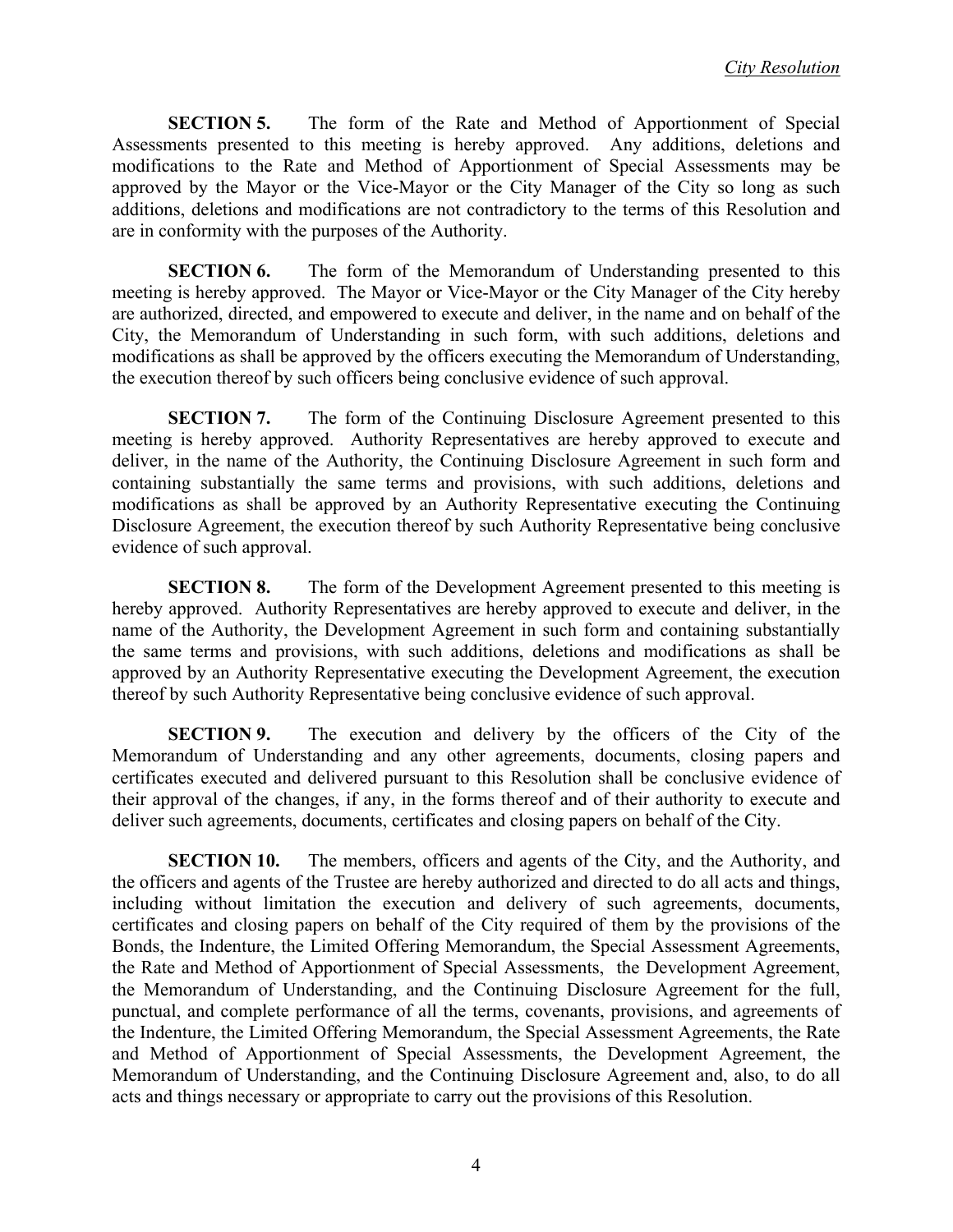**SECTION 5.** The form of the Rate and Method of Apportionment of Special Assessments presented to this meeting is hereby approved. Any additions, deletions and modifications to the Rate and Method of Apportionment of Special Assessments may be approved by the Mayor or the Vice-Mayor or the City Manager of the City so long as such additions, deletions and modifications are not contradictory to the terms of this Resolution and are in conformity with the purposes of the Authority.

**SECTION 6.** The form of the Memorandum of Understanding presented to this meeting is hereby approved. The Mayor or Vice-Mayor or the City Manager of the City hereby are authorized, directed, and empowered to execute and deliver, in the name and on behalf of the City, the Memorandum of Understanding in such form, with such additions, deletions and modifications as shall be approved by the officers executing the Memorandum of Understanding, the execution thereof by such officers being conclusive evidence of such approval.

**SECTION 7.** The form of the Continuing Disclosure Agreement presented to this meeting is hereby approved. Authority Representatives are hereby approved to execute and deliver, in the name of the Authority, the Continuing Disclosure Agreement in such form and containing substantially the same terms and provisions, with such additions, deletions and modifications as shall be approved by an Authority Representative executing the Continuing Disclosure Agreement, the execution thereof by such Authority Representative being conclusive evidence of such approval.

**SECTION 8.** The form of the Development Agreement presented to this meeting is hereby approved. Authority Representatives are hereby approved to execute and deliver, in the name of the Authority, the Development Agreement in such form and containing substantially the same terms and provisions, with such additions, deletions and modifications as shall be approved by an Authority Representative executing the Development Agreement, the execution thereof by such Authority Representative being conclusive evidence of such approval.

**SECTION 9.** The execution and delivery by the officers of the City of the Memorandum of Understanding and any other agreements, documents, closing papers and certificates executed and delivered pursuant to this Resolution shall be conclusive evidence of their approval of the changes, if any, in the forms thereof and of their authority to execute and deliver such agreements, documents, certificates and closing papers on behalf of the City.

**SECTION 10.** The members, officers and agents of the City, and the Authority, and the officers and agents of the Trustee are hereby authorized and directed to do all acts and things, including without limitation the execution and delivery of such agreements, documents, certificates and closing papers on behalf of the City required of them by the provisions of the Bonds, the Indenture, the Limited Offering Memorandum, the Special Assessment Agreements, the Rate and Method of Apportionment of Special Assessments, the Development Agreement, the Memorandum of Understanding, and the Continuing Disclosure Agreement for the full, punctual, and complete performance of all the terms, covenants, provisions, and agreements of the Indenture, the Limited Offering Memorandum, the Special Assessment Agreements, the Rate and Method of Apportionment of Special Assessments, the Development Agreement, the Memorandum of Understanding, and the Continuing Disclosure Agreement and, also, to do all acts and things necessary or appropriate to carry out the provisions of this Resolution.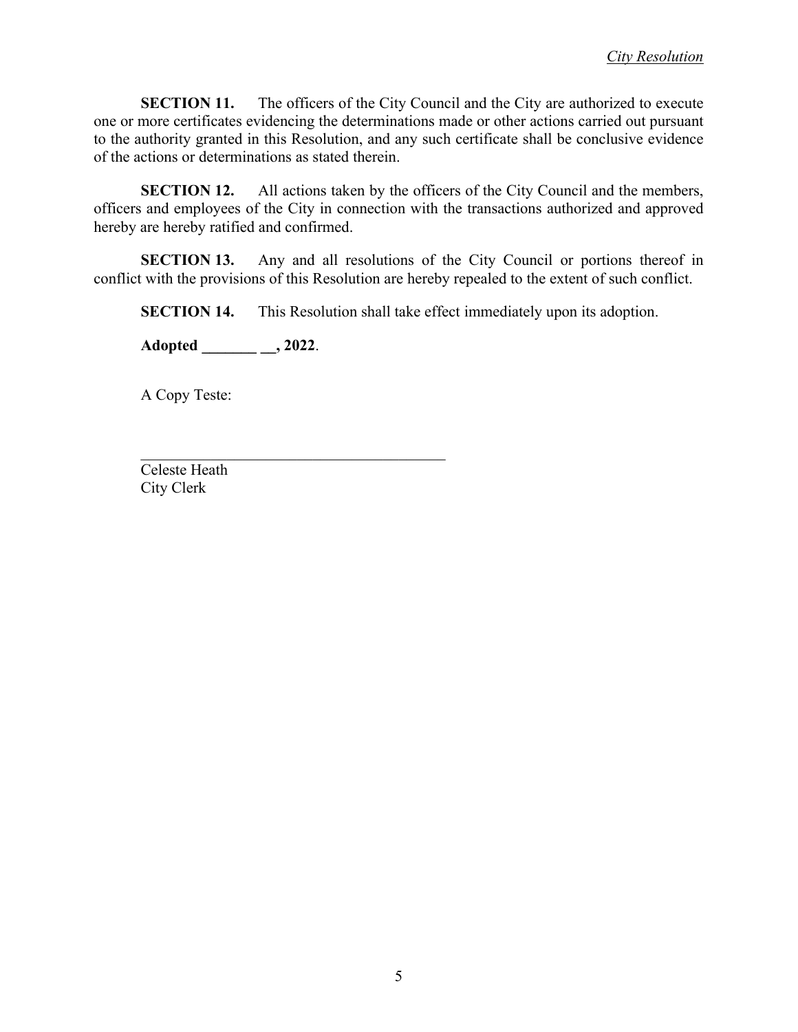**SECTION 11.** The officers of the City Council and the City are authorized to execute one or more certificates evidencing the determinations made or other actions carried out pursuant to the authority granted in this Resolution, and any such certificate shall be conclusive evidence of the actions or determinations as stated therein.

**SECTION 12.** All actions taken by the officers of the City Council and the members, officers and employees of the City in connection with the transactions authorized and approved hereby are hereby ratified and confirmed.

**SECTION 13.** Any and all resolutions of the City Council or portions thereof in conflict with the provisions of this Resolution are hereby repealed to the extent of such conflict.

**SECTION 14.** This Resolution shall take effect immediately upon its adoption.

**Adopted _______ __, 2022**.

A Copy Teste:

________________________________________
Celeste Heath
City Clerk